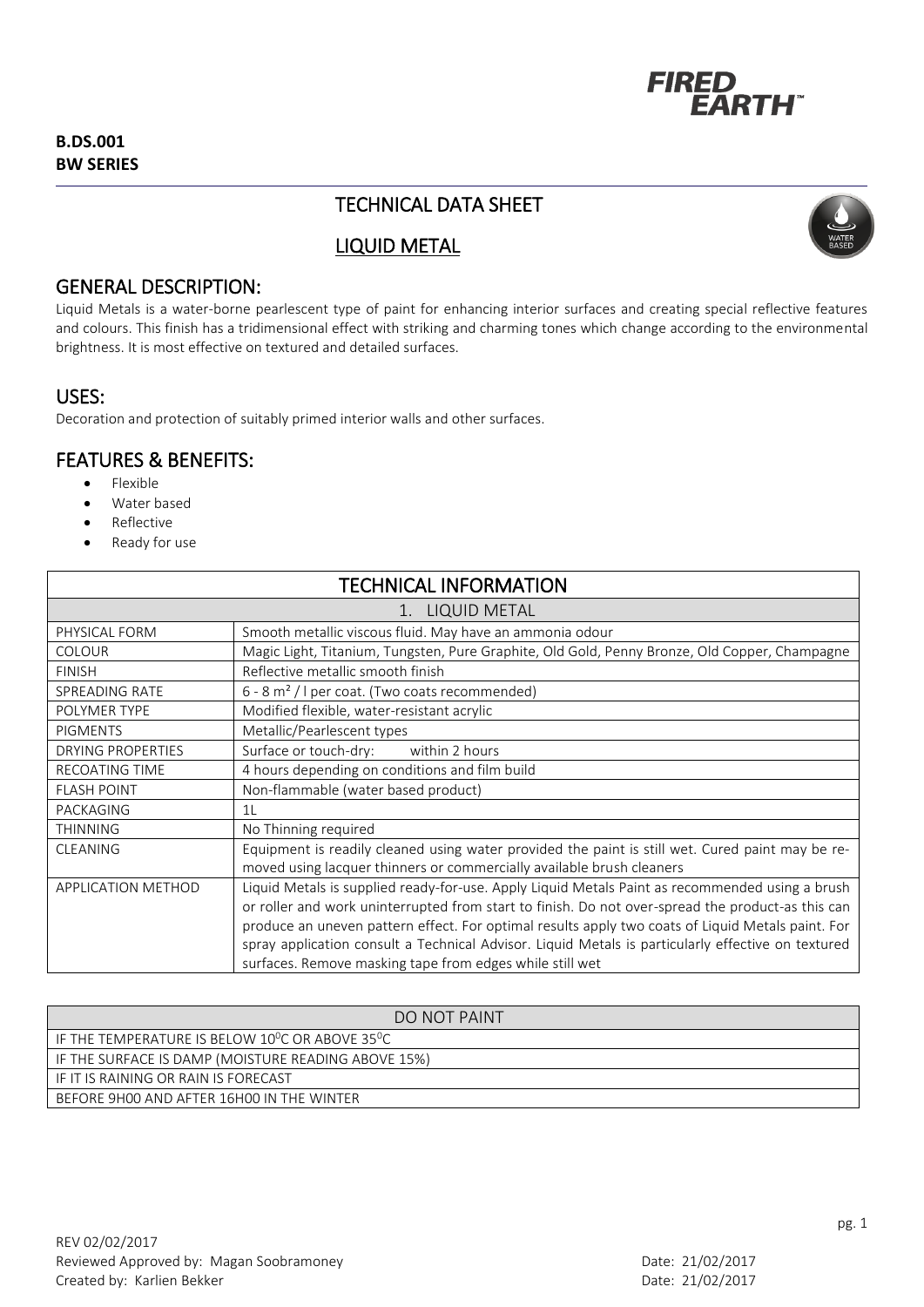**B.DS.001**
**BW SERIES**

# TECHNICAL DATA SHEET

## LIQUID METAL

## GENERAL DESCRIPTION:

Liquid Metals is a water-borne pearlescent type of paint for enhancing interior surfaces and creating special reflective features and colours. This finish has a tridimensional effect with striking and charming tones which change according to the environmental brightness. It is most effective on textured and detailed surfaces.

## USES:

Decoration and protection of suitably primed interior walls and other surfaces.

## FEATURES & BENEFITS:

- Flexible
- Water based
- Reflective
- Ready for use

| TECHNICAL INFORMATION | |
|---|---|
| 1. LIQUID METAL | |
| PHYSICAL FORM | Smooth metallic viscous fluid. May have an ammonia odour |
| COLOUR | Magic Light, Titanium, Tungsten, Pure Graphite, Old Gold, Penny Bronze, Old Copper, Champagne |
| FINISH | Reflective metallic smooth finish |
| SPREADING RATE | 6 - 8 m² / l per coat. (Two coats recommended) |
| POLYMER TYPE | Modified flexible, water-resistant acrylic |
| PIGMENTS | Metallic/Pearlescent types |
| DRYING PROPERTIES | Surface or touch-dry: within 2 hours |
| RECOATING TIME | 4 hours depending on conditions and film build |
| FLASH POINT | Non-flammable (water based product) |
| PACKAGING | 1L |
| THINNING | No Thinning required |
| CLEANING | Equipment is readily cleaned using water provided the paint is still wet. Cured paint may be re-moved using lacquer thinners or commercially available brush cleaners |
| APPLICATION METHOD | Liquid Metals is supplied ready-for-use. Apply Liquid Metals Paint as recommended using a brush or roller and work uninterrupted from start to finish. Do not over-spread the product-as this can produce an uneven pattern effect. For optimal results apply two coats of Liquid Metals paint. For spray application consult a Technical Advisor. Liquid Metals is particularly effective on textured surfaces. Remove masking tape from edges while still wet |

| DO NOT PAINT |
|---|
| IF THE TEMPERATURE IS BELOW 10⁰C OR ABOVE 35⁰C |
| IF THE SURFACE IS DAMP (MOISTURE READING ABOVE 15%) |
| IF IT IS RAINING OR RAIN IS FORECAST |
| BEFORE 9H00 AND AFTER 16H00 IN THE WINTER |

REV 02/02/2017
Reviewed Approved by: Magan Soobramoney Date: 21/02/2017
Created by: Karlien Bekker Date: 21/02/2017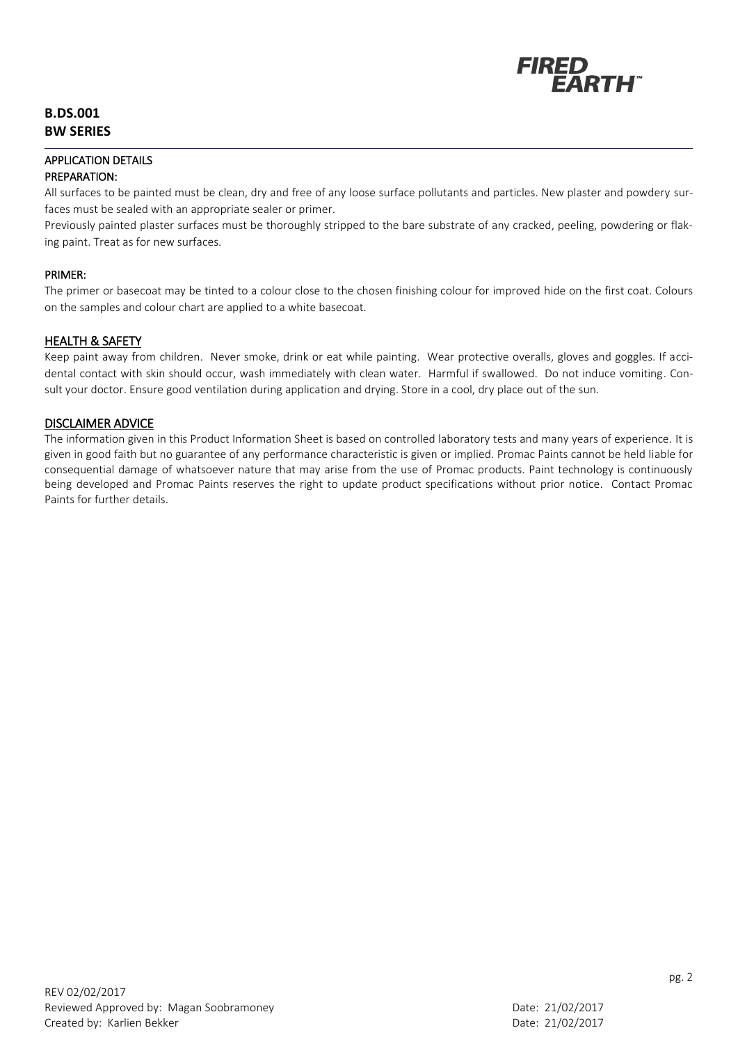# B.DS.001
# BW SERIES

## APPLICATION DETAILS

### PREPARATION:

All surfaces to be painted must be clean, dry and free of any loose surface pollutants and particles. New plaster and powdery surfaces must be sealed with an appropriate sealer or primer.

Previously painted plaster surfaces must be thoroughly stripped to the bare substrate of any cracked, peeling, powdering or flaking paint. Treat as for new surfaces.

### PRIMER:

The primer or basecoat may be tinted to a colour close to the chosen finishing colour for improved hide on the first coat. Colours on the samples and colour chart are applied to a white basecoat.

## HEALTH & SAFETY

Keep paint away from children. Never smoke, drink or eat while painting. Wear protective overalls, gloves and goggles. If accidental contact with skin should occur, wash immediately with clean water. Harmful if swallowed. Do not induce vomiting. Consult your doctor. Ensure good ventilation during application and drying. Store in a cool, dry place out of the sun.

## DISCLAIMER ADVICE

The information given in this Product Information Sheet is based on controlled laboratory tests and many years of experience. It is given in good faith but no guarantee of any performance characteristic is given or implied. Promac Paints cannot be held liable for consequential damage of whatsoever nature that may arise from the use of Promac products. Paint technology is continuously being developed and Promac Paints reserves the right to update product specifications without prior notice. Contact Promac Paints for further details.

REV 02/02/2017
Reviewed Approved by: Magan Soobramoney — Date: 21/02/2017
Created by: Karlien Bekker — Date: 21/02/2017